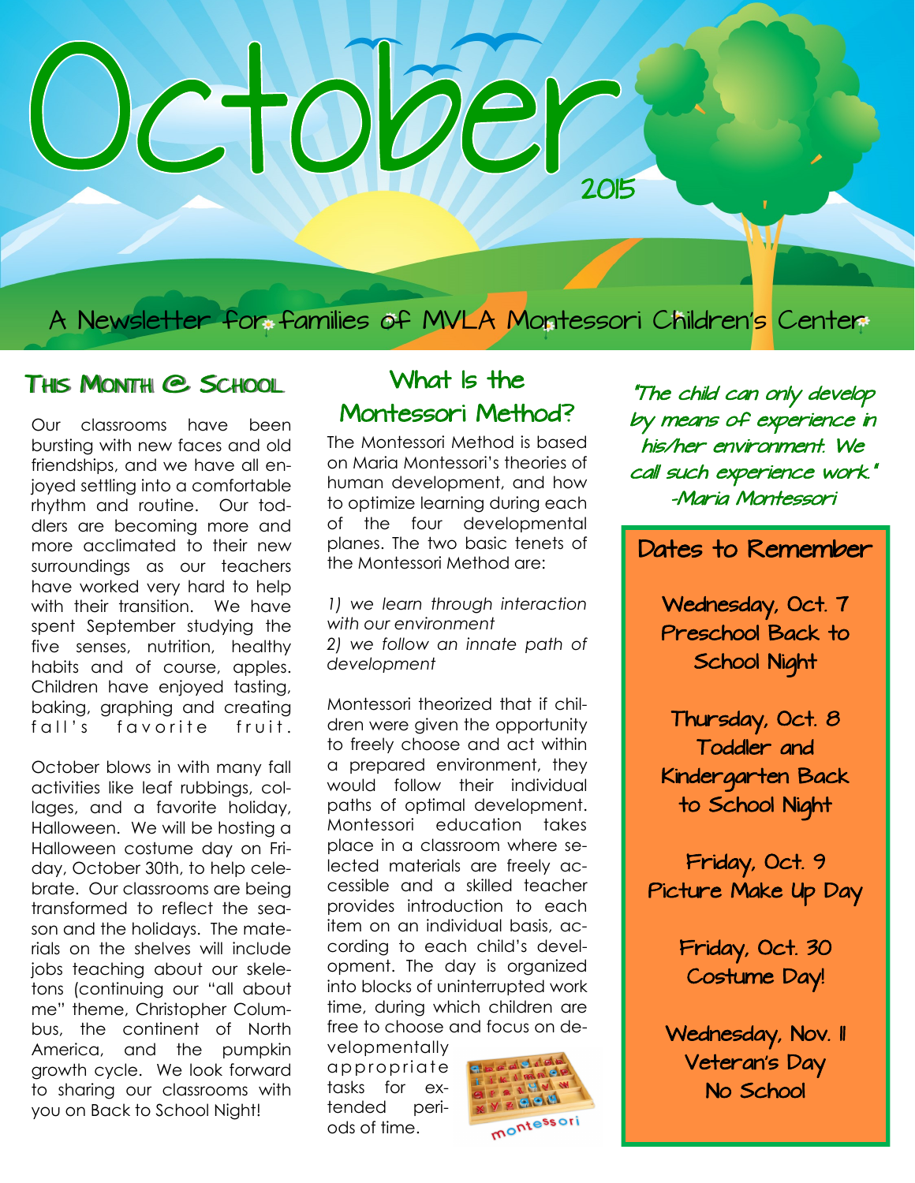# October

2015

A Newsletter for families of MVLA Montessori Children's Center

## This Month @ School

Our classrooms have been bursting with new faces and old friendships, and we have all enjoyed settling into a comfortable rhythm and routine. Our toddlers are becoming more and more acclimated to their new surroundings as our teachers have worked very hard to help with their transition. We have spent September studying the five senses, nutrition, healthy habits and of course, apples. Children have enjoyed tasting, baking, graphing and creating fall's favorite fruit.

October blows in with many fall activities like leaf rubbings, collages, and a favorite holiday, Halloween. We will be hosting a Halloween costume day on Friday, October 30th, to help celebrate. Our classrooms are being transformed to reflect the season and the holidays. The materials on the shelves will include jobs teaching about our skeletons (continuing our "all about me" theme, Christopher Columbus, the continent of North America, and the pumpkin growth cycle. We look forward to sharing our classrooms with you on Back to School Night!

## What Is the Montessori Method?

The Montessori Method is based on Maria Montessori's theories of human development, and how to optimize learning during each of the four developmental planes. The two basic tenets of the Montessori Method are:

*1) we learn through interaction with our environment*
*2) we follow an innate path of development*

Montessori theorized that if children were given the opportunity to freely choose and act within a prepared environment, they would follow their individual paths of optimal development. Montessori education takes place in a classroom where selected materials are freely accessible and a skilled teacher provides introduction to each item on an individual basis, according to each child's development. The day is organized into blocks of uninterrupted work time, during which children are free to choose and focus on developmentally appropriate tasks for extended periods of time.

*"The child can only develop by means of experience in his/her environment. We call such experience work."*
*-Maria Montessori*

## Dates to Remember

**Wednesday, Oct. 7**
**Preschool Back to School Night**

**Thursday, Oct. 8**
**Toddler and Kindergarten Back to School Night**

**Friday, Oct. 9**
**Picture Make Up Day**

**Friday, Oct. 30**
**Costume Day!**

**Wednesday, Nov. 11**
**Veteran's Day**
**No School**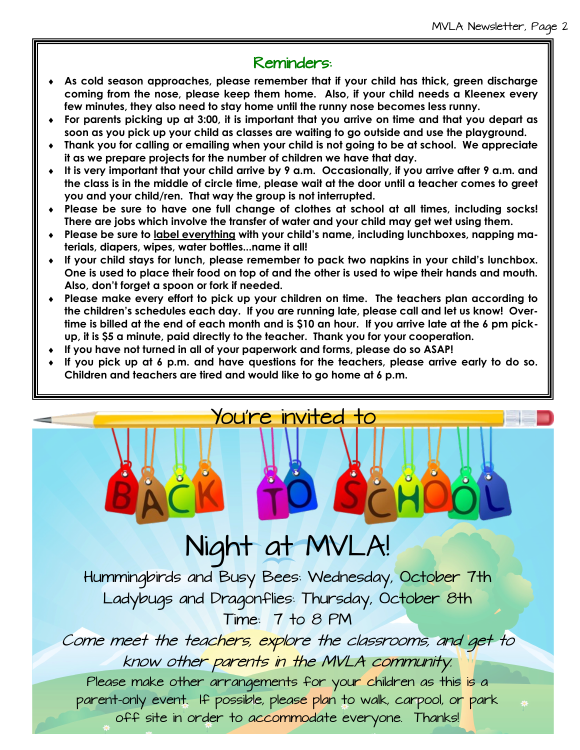## Reminders:

- **As cold season approaches, please remember that if your child has thick, green discharge coming from the nose, please keep them home. Also, if your child needs a Kleenex every few minutes, they also need to stay home until the runny nose becomes less runny.**
- **For parents picking up at 3:00, it is important that you arrive on time and that you depart as soon as you pick up your child as classes are waiting to go outside and use the playground.**
- **Thank you for calling or emailing when your child is not going to be at school. We appreciate it as we prepare projects for the number of children we have that day.**
- **It is very important that your child arrive by 9 a.m. Occasionally, if you arrive after 9 a.m. and the class is in the middle of circle time, please wait at the door until a teacher comes to greet you and your child/ren. That way the group is not interrupted.**
- **Please be sure to have one full change of clothes at school at all times, including socks! There are jobs which involve the transfer of water and your child may get wet using them.**
- **Please be sure to <u>label everything</u> with your child's name, including lunchboxes, napping materials, diapers, wipes, water bottles...name it all!**
- **If your child stays for lunch, please remember to pack two napkins in your child's lunchbox. One is used to place their food on top of and the other is used to wipe their hands and mouth. Also, don't forget a spoon or fork if needed.**
- **Please make every effort to pick up your children on time. The teachers plan according to the children's schedules each day. If you are running late, please call and let us know! Overtime is billed at the end of each month and is $10 an hour. If you arrive late at the 6 pm pick-up, it is $5 a minute, paid directly to the teacher. Thank you for your cooperation.**
- **If you have not turned in all of your paperwork and forms, please do so ASAP!**
- **If you pick up at 6 p.m. and have questions for the teachers, please arrive early to do so. Children and teachers are tired and would like to go home at 6 p.m.**

## You're invited to

# BACK TO SCHOOL Night at MVLA!

Hummingbirds and Busy Bees: Wednesday, October 7th

Ladybugs and Dragonflies: Thursday, October 8th

Time: 7 to 8 PM

*Come meet the teachers, explore the classrooms, and get to know other parents in the MVLA community.*

Please make other arrangements for your children as this is a parent-only event. If possible, please plan to walk, carpool, or park off site in order to accommodate everyone. Thanks!